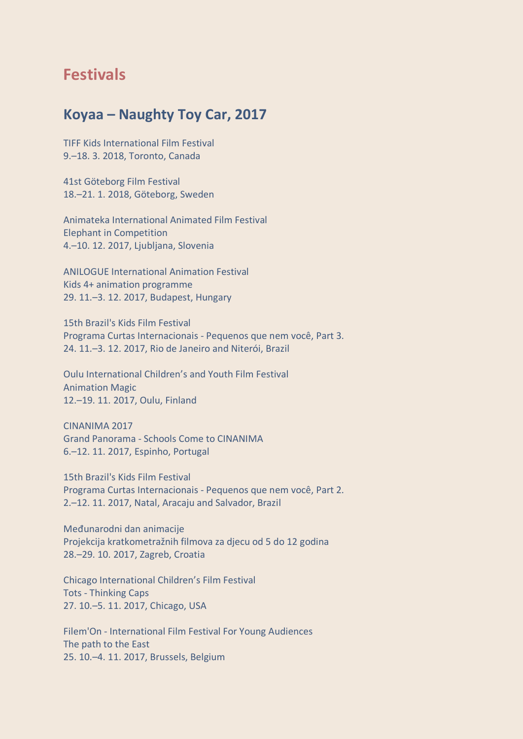# Festivals

## Koyaa – Naughty Toy Car, 2017

TIFF Kids International Film Festival
9.–18. 3. 2018, Toronto, Canada

41st Göteborg Film Festival
18.–21. 1. 2018, Göteborg, Sweden

Animateka International Animated Film Festival
Elephant in Competition
4.–10. 12. 2017, Ljubljana, Slovenia

ANILOGUE International Animation Festival
Kids 4+ animation programme
29. 11.–3. 12. 2017, Budapest, Hungary

15th Brazil's Kids Film Festival
Programa Curtas Internacionais - Pequenos que nem você, Part 3.
24. 11.–3. 12. 2017, Rio de Janeiro and Niterói, Brazil

Oulu International Children's and Youth Film Festival
Animation Magic
12.–19. 11. 2017, Oulu, Finland

CINANIMA 2017
Grand Panorama - Schools Come to CINANIMA
6.–12. 11. 2017, Espinho, Portugal

15th Brazil's Kids Film Festival
Programa Curtas Internacionais - Pequenos que nem você, Part 2.
2.–12. 11. 2017, Natal, Aracaju and Salvador, Brazil

Međunarodni dan animacije
Projekcija kratkometražnih filmova za djecu od 5 do 12 godina
28.–29. 10. 2017, Zagreb, Croatia

Chicago International Children's Film Festival
Tots - Thinking Caps
27. 10.–5. 11. 2017, Chicago, USA

Filem'On - International Film Festival For Young Audiences
The path to the East
25. 10.–4. 11. 2017, Brussels, Belgium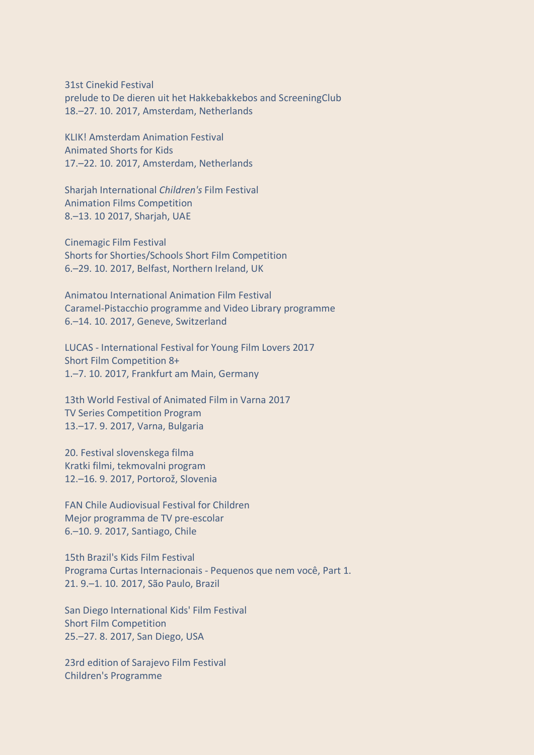31st Cinekid Festival
prelude to De dieren uit het Hakkebakkebos and ScreeningClub
18.–27. 10. 2017, Amsterdam, Netherlands

KLIK! Amsterdam Animation Festival
Animated Shorts for Kids
17.–22. 10. 2017, Amsterdam, Netherlands

Sharjah International *Children's* Film Festival
Animation Films Competition
8.–13. 10 2017, Sharjah, UAE

Cinemagic Film Festival
Shorts for Shorties/Schools Short Film Competition
6.–29. 10. 2017, Belfast, Northern Ireland, UK

Animatou International Animation Film Festival
Caramel-Pistacchio programme and Video Library programme
6.–14. 10. 2017, Geneve, Switzerland

LUCAS - International Festival for Young Film Lovers 2017
Short Film Competition 8+
1.–7. 10. 2017, Frankfurt am Main, Germany

13th World Festival of Animated Film in Varna 2017
TV Series Competition Program
13.–17. 9. 2017, Varna, Bulgaria

20. Festival slovenskega filma
Kratki filmi, tekmovalni program
12.–16. 9. 2017, Portorož, Slovenia

FAN Chile Audiovisual Festival for Children
Mejor programma de TV pre-escolar
6.–10. 9. 2017, Santiago, Chile

15th Brazil's Kids Film Festival
Programa Curtas Internacionais - Pequenos que nem você, Part 1.
21. 9.–1. 10. 2017, São Paulo, Brazil

San Diego International Kids' Film Festival
Short Film Competition
25.–27. 8. 2017, San Diego, USA

23rd edition of Sarajevo Film Festival
Children's Programme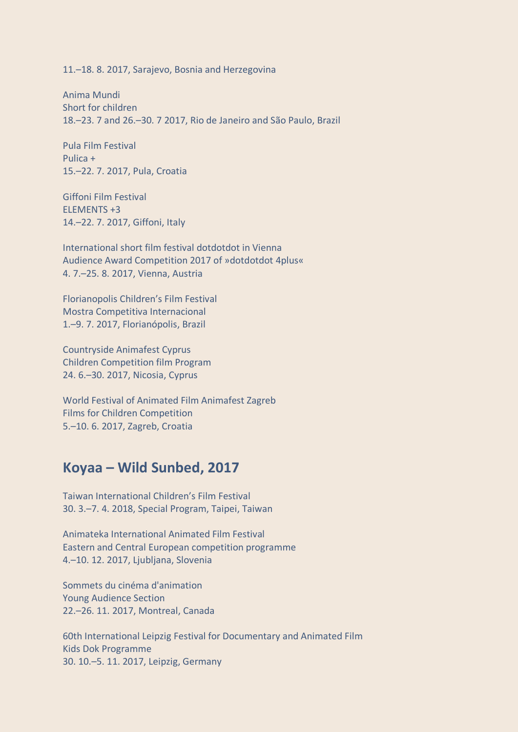11.–18. 8. 2017, Sarajevo, Bosnia and Herzegovina

Anima Mundi
Short for children
18.–23. 7 and 26.–30. 7 2017, Rio de Janeiro and São Paulo, Brazil

Pula Film Festival
Pulica +
15.–22. 7. 2017, Pula, Croatia

Giffoni Film Festival
ELEMENTS +3
14.–22. 7. 2017, Giffoni, Italy

International short film festival dotdotdot in Vienna
Audience Award Competition 2017 of »dotdotdot 4plus«
4. 7.–25. 8. 2017, Vienna, Austria

Florianopolis Children's Film Festival
Mostra Competitiva Internacional
1.–9. 7. 2017, Florianópolis, Brazil

Countryside Animafest Cyprus
Children Competition film Program
24. 6.–30. 2017, Nicosia, Cyprus

World Festival of Animated Film Animafest Zagreb
Films for Children Competition
5.–10. 6. 2017, Zagreb, Croatia

## Koyaa – Wild Sunbed, 2017

Taiwan International Children's Film Festival
30. 3.–7. 4. 2018, Special Program, Taipei, Taiwan

Animateka International Animated Film Festival
Eastern and Central European competition programme
4.–10. 12. 2017, Ljubljana, Slovenia

Sommets du cinéma d'animation
Young Audience Section
22.–26. 11. 2017, Montreal, Canada

60th International Leipzig Festival for Documentary and Animated Film
Kids Dok Programme
30. 10.–5. 11. 2017, Leipzig, Germany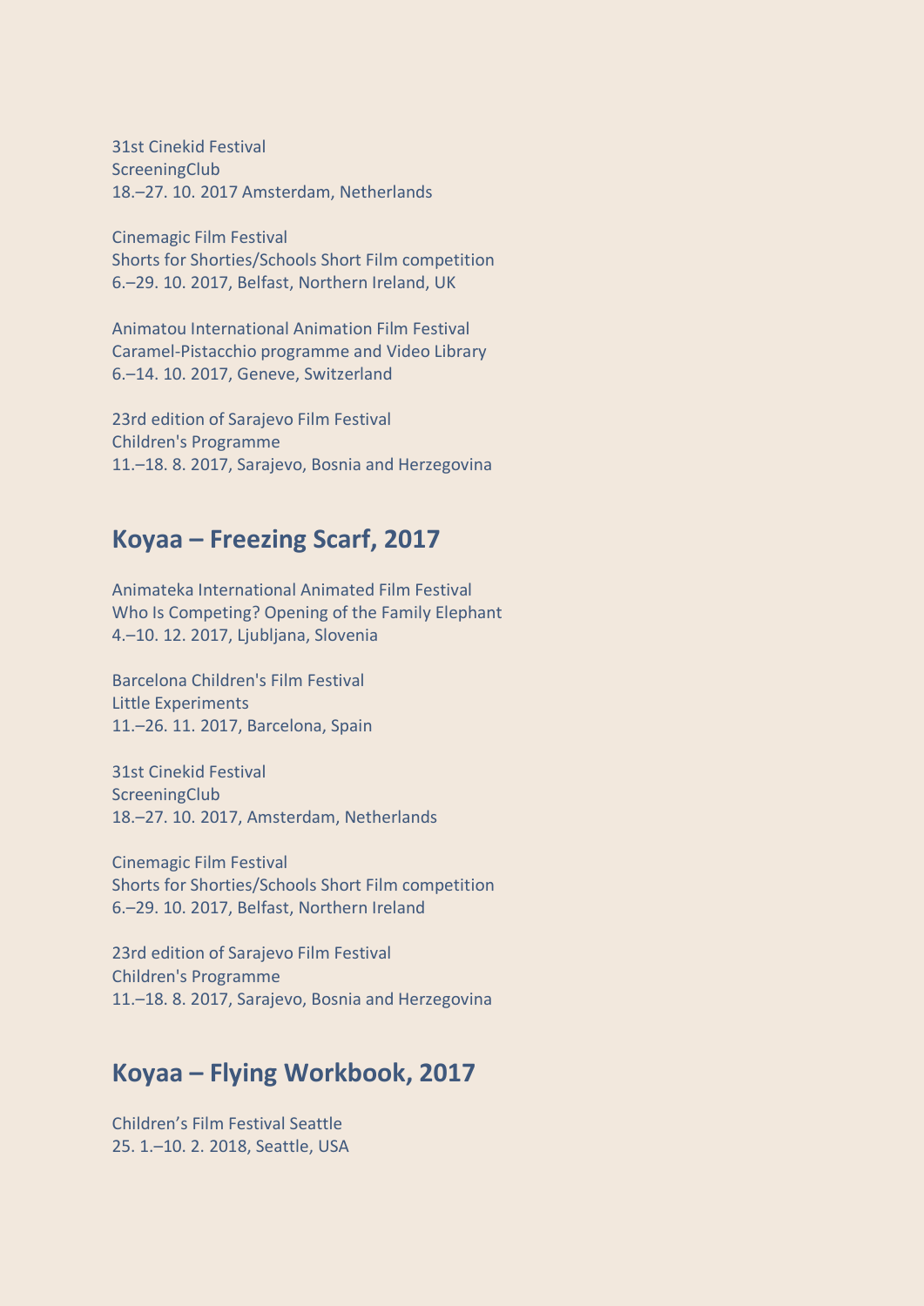31st Cinekid Festival
ScreeningClub
18.–27. 10. 2017 Amsterdam, Netherlands

Cinemagic Film Festival
Shorts for Shorties/Schools Short Film competition
6.–29. 10. 2017, Belfast, Northern Ireland, UK

Animatou International Animation Film Festival
Caramel-Pistacchio programme and Video Library
6.–14. 10. 2017, Geneve, Switzerland

23rd edition of Sarajevo Film Festival
Children's Programme
11.–18. 8. 2017, Sarajevo, Bosnia and Herzegovina

## Koyaa – Freezing Scarf, 2017

Animateka International Animated Film Festival
Who Is Competing? Opening of the Family Elephant
4.–10. 12. 2017, Ljubljana, Slovenia

Barcelona Children's Film Festival
Little Experiments
11.–26. 11. 2017, Barcelona, Spain

31st Cinekid Festival
ScreeningClub
18.–27. 10. 2017, Amsterdam, Netherlands

Cinemagic Film Festival
Shorts for Shorties/Schools Short Film competition
6.–29. 10. 2017, Belfast, Northern Ireland

23rd edition of Sarajevo Film Festival
Children's Programme
11.–18. 8. 2017, Sarajevo, Bosnia and Herzegovina

## Koyaa – Flying Workbook, 2017

Children's Film Festival Seattle
25. 1.–10. 2. 2018, Seattle, USA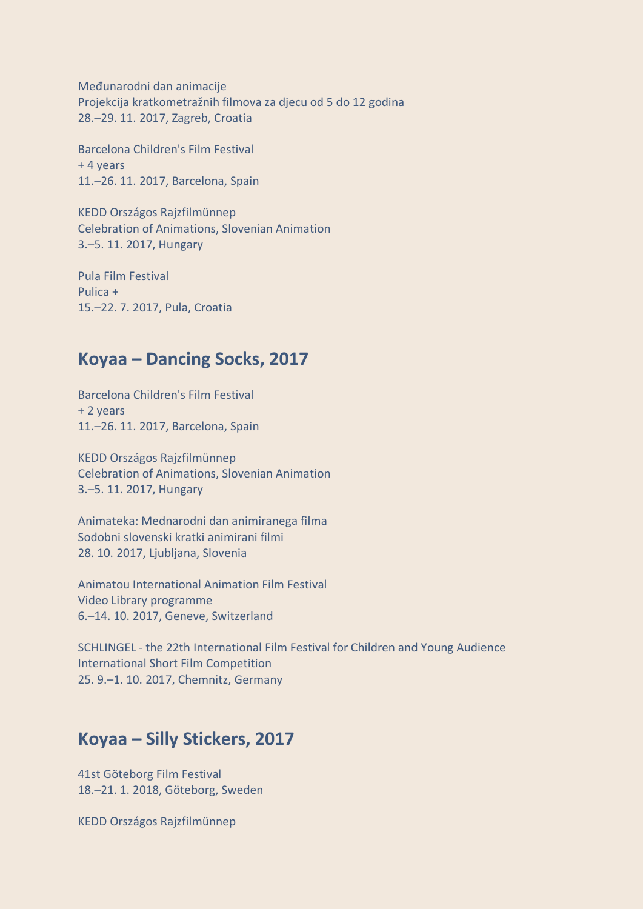Međunarodni dan animacije
Projekcija kratkometražnih filmova za djecu od 5 do 12 godina
28.–29. 11. 2017, Zagreb, Croatia

Barcelona Children's Film Festival
+ 4 years
11.–26. 11. 2017, Barcelona, Spain

KEDD Országos Rajzfilmünnep
Celebration of Animations, Slovenian Animation
3.–5. 11. 2017, Hungary

Pula Film Festival
Pulica +
15.–22. 7. 2017, Pula, Croatia

## Koyaa – Dancing Socks, 2017

Barcelona Children's Film Festival
+ 2 years
11.–26. 11. 2017, Barcelona, Spain

KEDD Országos Rajzfilmünnep
Celebration of Animations, Slovenian Animation
3.–5. 11. 2017, Hungary

Animateka: Mednarodni dan animiranega filma
Sodobni slovenski kratki animirani filmi
28. 10. 2017, Ljubljana, Slovenia

Animatou International Animation Film Festival
Video Library programme
6.–14. 10. 2017, Geneve, Switzerland

SCHLINGEL - the 22th International Film Festival for Children and Young Audience
International Short Film Competition
25. 9.–1. 10. 2017, Chemnitz, Germany

## Koyaa – Silly Stickers, 2017

41st Göteborg Film Festival
18.–21. 1. 2018, Göteborg, Sweden

KEDD Országos Rajzfilmünnep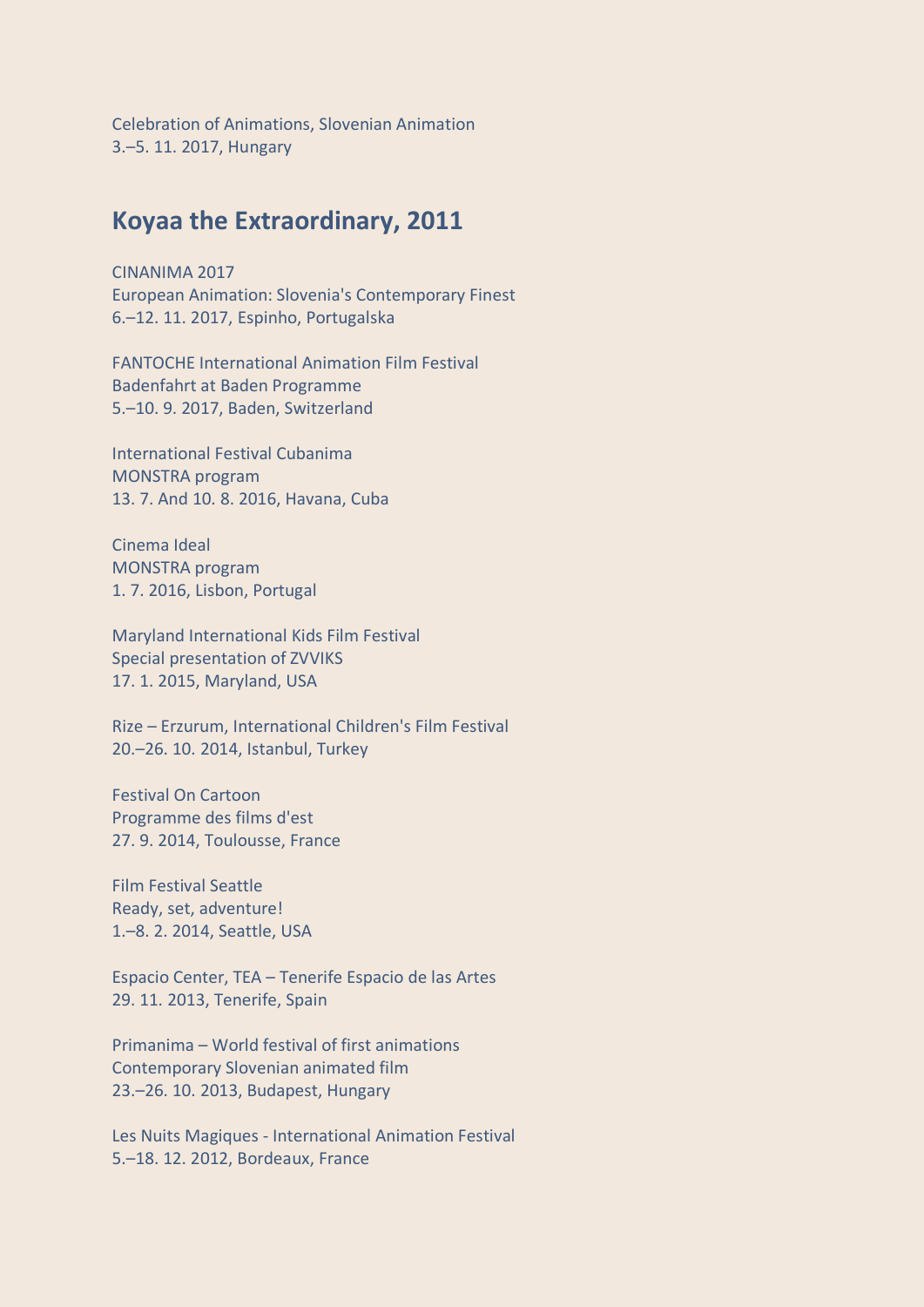Celebration of Animations, Slovenian Animation
3.–5. 11. 2017, Hungary

## Koyaa the Extraordinary, 2011

CINANIMA 2017
European Animation: Slovenia's Contemporary Finest
6.–12. 11. 2017, Espinho, Portugalska

FANTOCHE International Animation Film Festival
Badenfahrt at Baden Programme
5.–10. 9. 2017, Baden, Switzerland

International Festival Cubanima
MONSTRA program
13. 7. And 10. 8. 2016, Havana, Cuba

Cinema Ideal
MONSTRA program
1. 7. 2016, Lisbon, Portugal

Maryland International Kids Film Festival
Special presentation of ZVVIKS
17. 1. 2015, Maryland, USA

Rize – Erzurum, International Children's Film Festival
20.–26. 10. 2014, Istanbul, Turkey

Festival On Cartoon
Programme des films d'est
27. 9. 2014, Toulousse, France

Film Festival Seattle
Ready, set, adventure!
1.–8. 2. 2014, Seattle, USA

Espacio Center, TEA – Tenerife Espacio de las Artes
29. 11. 2013, Tenerife, Spain

Primanima – World festival of first animations
Contemporary Slovenian animated film
23.–26. 10. 2013, Budapest, Hungary

Les Nuits Magiques - International Animation Festival
5.–18. 12. 2012, Bordeaux, France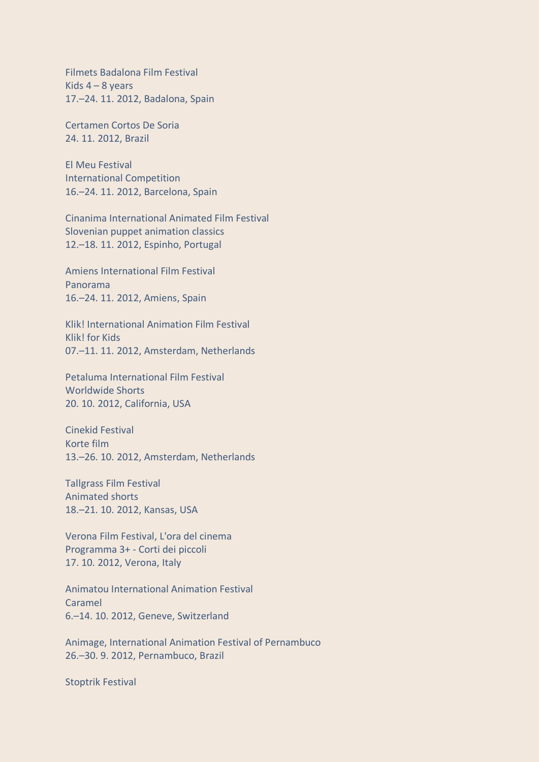Filmets Badalona Film Festival
Kids 4 – 8 years
17.–24. 11. 2012, Badalona, Spain

Certamen Cortos De Soria
24. 11. 2012, Brazil

El Meu Festival
International Competition
16.–24. 11. 2012, Barcelona, Spain

Cinanima International Animated Film Festival
Slovenian puppet animation classics
12.–18. 11. 2012, Espinho, Portugal

Amiens International Film Festival
Panorama
16.–24. 11. 2012, Amiens, Spain

Klik! International Animation Film Festival
Klik! for Kids
07.–11. 11. 2012, Amsterdam, Netherlands

Petaluma International Film Festival
Worldwide Shorts
20. 10. 2012, California, USA

Cinekid Festival
Korte film
13.–26. 10. 2012, Amsterdam, Netherlands

Tallgrass Film Festival
Animated shorts
18.–21. 10. 2012, Kansas, USA

Verona Film Festival, L'ora del cinema
Programma 3+ - Corti dei piccoli
17. 10. 2012, Verona, Italy

Animatou International Animation Festival
Caramel
6.–14. 10. 2012, Geneve, Switzerland

Animage, International Animation Festival of Pernambuco
26.–30. 9. 2012, Pernambuco, Brazil

Stoptrik Festival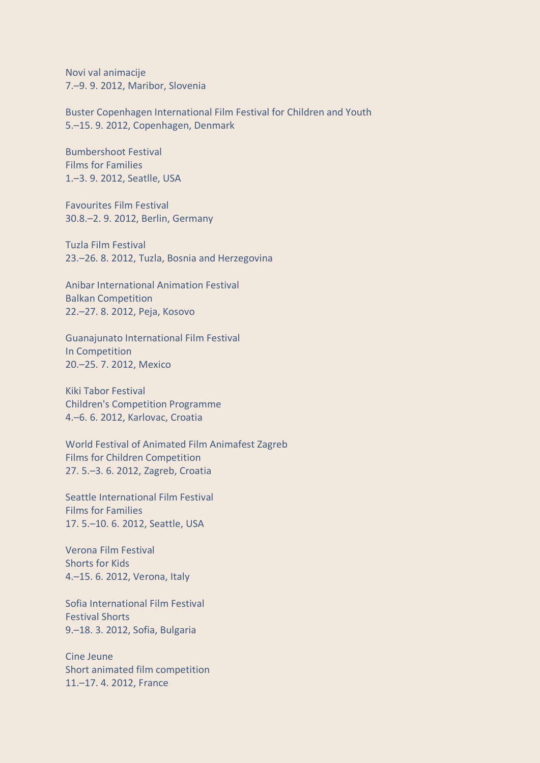Novi val animacije
7.–9. 9. 2012, Maribor, Slovenia

Buster Copenhagen International Film Festival for Children and Youth
5.–15. 9. 2012, Copenhagen, Denmark

Bumbershoot Festival
Films for Families
1.–3. 9. 2012, Seatlle, USA

Favourites Film Festival
30.8.–2. 9. 2012, Berlin, Germany

Tuzla Film Festival
23.–26. 8. 2012, Tuzla, Bosnia and Herzegovina

Anibar International Animation Festival
Balkan Competition
22.–27. 8. 2012, Peja, Kosovo

Guanajunato International Film Festival
In Competition
20.–25. 7. 2012, Mexico

Kiki Tabor Festival
Children's Competition Programme
4.–6. 6. 2012, Karlovac, Croatia

World Festival of Animated Film Animafest Zagreb
Films for Children Competition
27. 5.–3. 6. 2012, Zagreb, Croatia

Seattle International Film Festival
Films for Families
17. 5.–10. 6. 2012, Seattle, USA

Verona Film Festival
Shorts for Kids
4.–15. 6. 2012, Verona, Italy

Sofia International Film Festival
Festival Shorts
9.–18. 3. 2012, Sofia, Bulgaria

Cine Jeune
Short animated film competition
11.–17. 4. 2012, France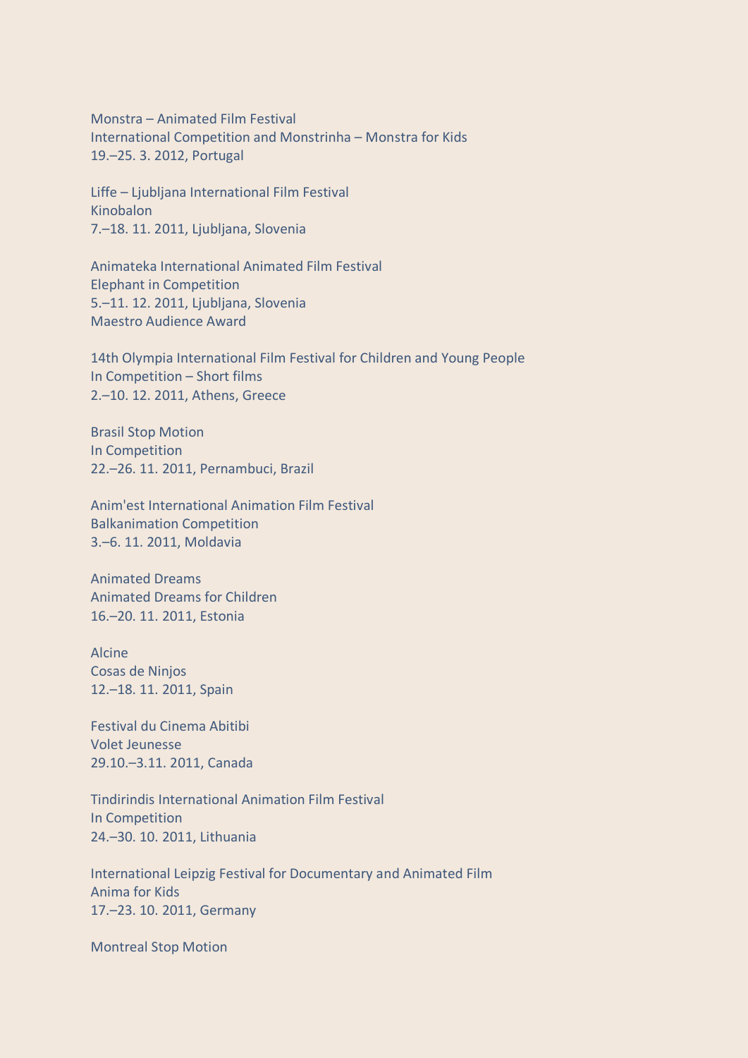Monstra – Animated Film Festival
International Competition and Monstrinha – Monstra for Kids
19.–25. 3. 2012, Portugal

Liffe – Ljubljana International Film Festival
Kinobalon
7.–18. 11. 2011, Ljubljana, Slovenia

Animateka International Animated Film Festival
Elephant in Competition
5.–11. 12. 2011, Ljubljana, Slovenia
Maestro Audience Award

14th Olympia International Film Festival for Children and Young People
In Competition – Short films
2.–10. 12. 2011, Athens, Greece

Brasil Stop Motion
In Competition
22.–26. 11. 2011, Pernambuci, Brazil

Anim'est International Animation Film Festival
Balkanimation Competition
3.–6. 11. 2011, Moldavia

Animated Dreams
Animated Dreams for Children
16.–20. 11. 2011, Estonia

Alcine
Cosas de Ninjos
12.–18. 11. 2011, Spain

Festival du Cinema Abitibi
Volet Jeunesse
29.10.–3.11. 2011, Canada

Tindirindis International Animation Film Festival
In Competition
24.–30. 10. 2011, Lithuania

International Leipzig Festival for Documentary and Animated Film
Anima for Kids
17.–23. 10. 2011, Germany

Montreal Stop Motion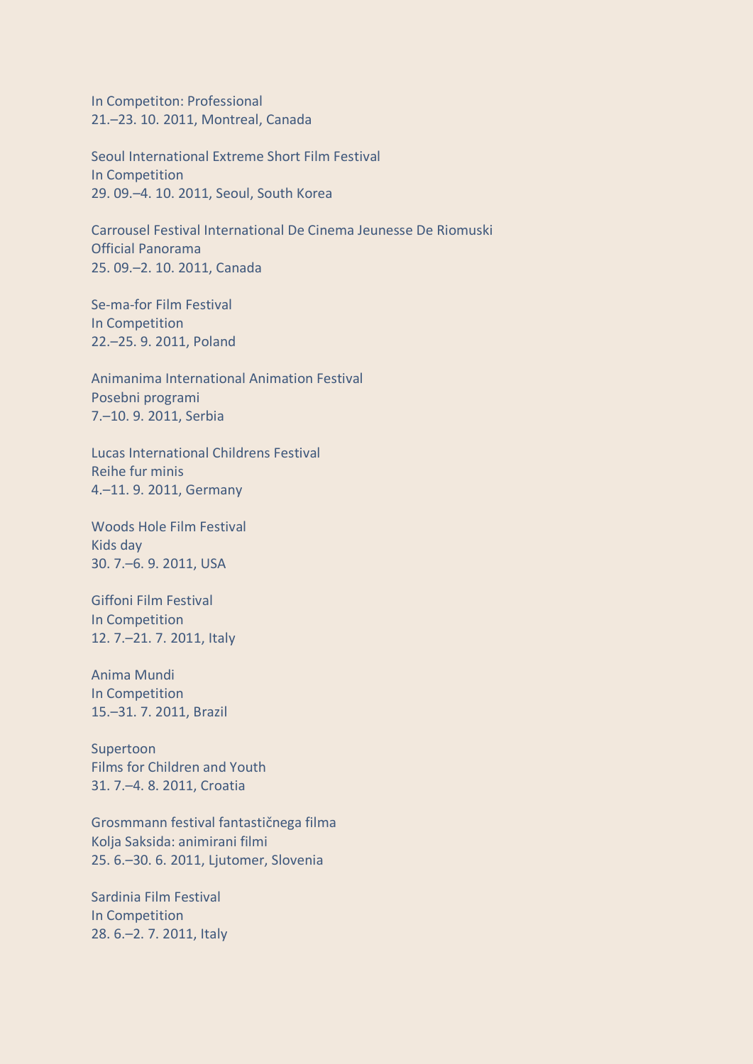In Competiton: Professional
21.–23. 10. 2011, Montreal, Canada

Seoul International Extreme Short Film Festival
In Competition
29. 09.–4. 10. 2011, Seoul, South Korea

Carrousel Festival International De Cinema Jeunesse De Riomuski
Official Panorama
25. 09.–2. 10. 2011, Canada

Se-ma-for Film Festival
In Competition
22.–25. 9. 2011, Poland

Animanima International Animation Festival
Posebni programi
7.–10. 9. 2011, Serbia

Lucas International Childrens Festival
Reihe fur minis
4.–11. 9. 2011, Germany

Woods Hole Film Festival
Kids day
30. 7.–6. 9. 2011, USA

Giffoni Film Festival
In Competition
12. 7.–21. 7. 2011, Italy

Anima Mundi
In Competition
15.–31. 7. 2011, Brazil

Supertoon
Films for Children and Youth
31. 7.–4. 8. 2011, Croatia

Grosmmann festival fantastičnega filma
Kolja Saksida: animirani filmi
25. 6.–30. 6. 2011, Ljutomer, Slovenia

Sardinia Film Festival
In Competition
28. 6.–2. 7. 2011, Italy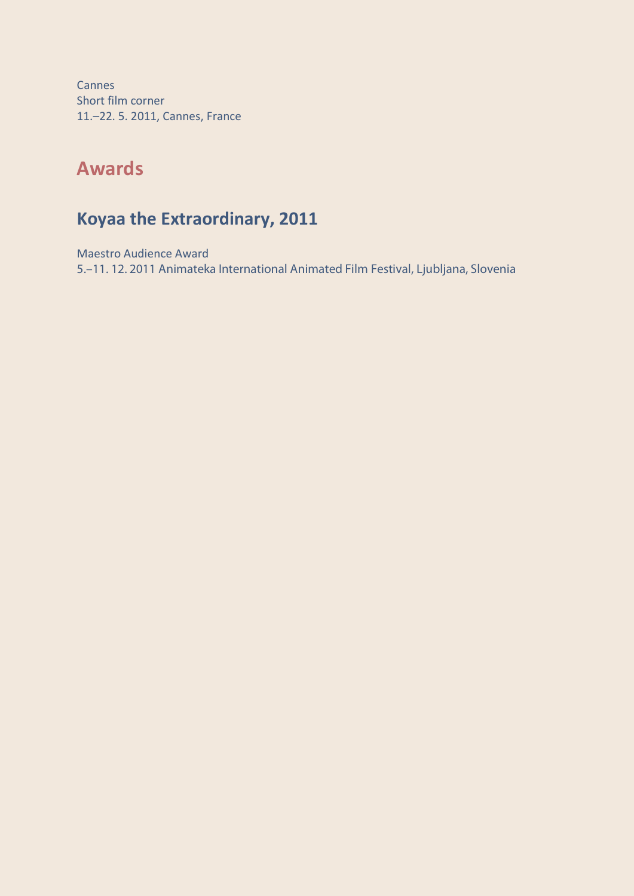Cannes
Short film corner
11.–22. 5. 2011, Cannes, France

## Awards

### Koyaa the Extraordinary, 2011

Maestro Audience Award
5.–11. 12. 2011 Animateka International Animated Film Festival, Ljubljana, Slovenia